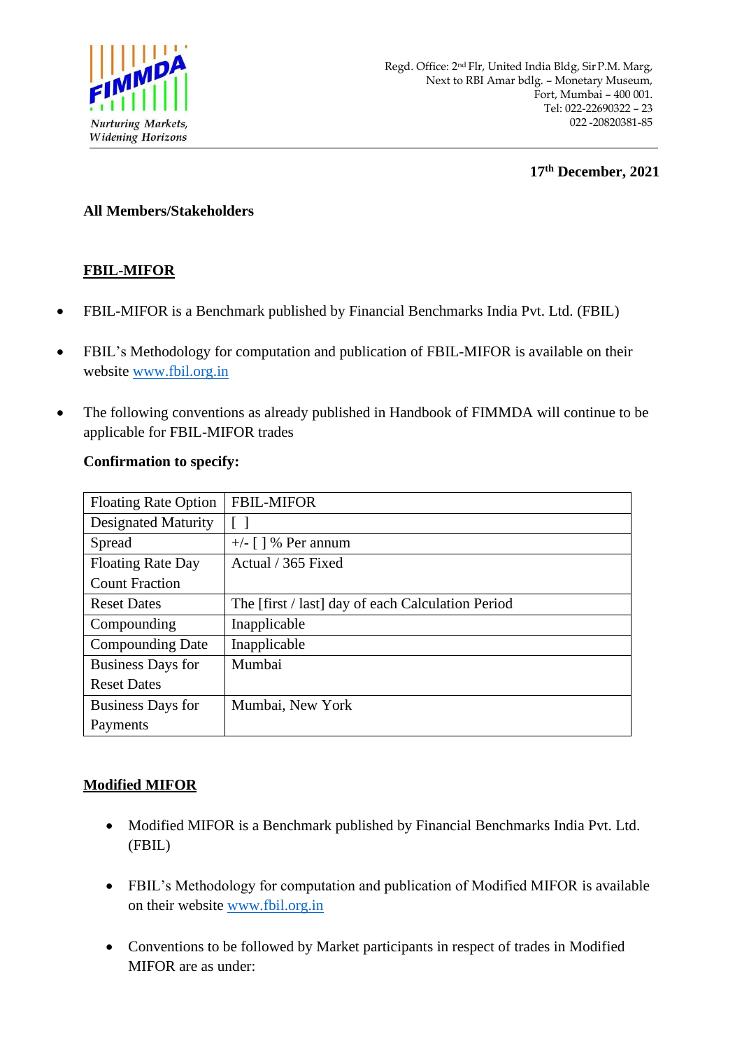FIMMDA
*Nurturing Markets, Widening Horizons*

Regd. Office: 2nd Flr, United India Bldg, Sir P.M. Marg,
Next to RBI Amar bdlg. – Monetary Museum,
Fort, Mumbai – 400 001.
Tel: 022-22690322 – 23
022 -20820381-85

**17th December, 2021**

**All Members/Stakeholders**

**FBIL-MIFOR**

- FBIL-MIFOR is a Benchmark published by Financial Benchmarks India Pvt. Ltd. (FBIL)
- FBIL's Methodology for computation and publication of FBIL-MIFOR is available on their website www.fbil.org.in
- The following conventions as already published in Handbook of FIMMDA will continue to be applicable for FBIL-MIFOR trades

**Confirmation to specify:**

| Floating Rate Option | FBIL-MIFOR |
|---|---|
| Designated Maturity | [ ] |
| Spread | +/- [ ] % Per annum |
| Floating Rate Day Count Fraction | Actual / 365 Fixed |
| Reset Dates | The [first / last] day of each Calculation Period |
| Compounding | Inapplicable |
| Compounding Date | Inapplicable |
| Business Days for Reset Dates | Mumbai |
| Business Days for Payments | Mumbai, New York |

**Modified MIFOR**

- Modified MIFOR is a Benchmark published by Financial Benchmarks India Pvt. Ltd. (FBIL)
- FBIL's Methodology for computation and publication of Modified MIFOR is available on their website www.fbil.org.in
- Conventions to be followed by Market participants in respect of trades in Modified MIFOR are as under: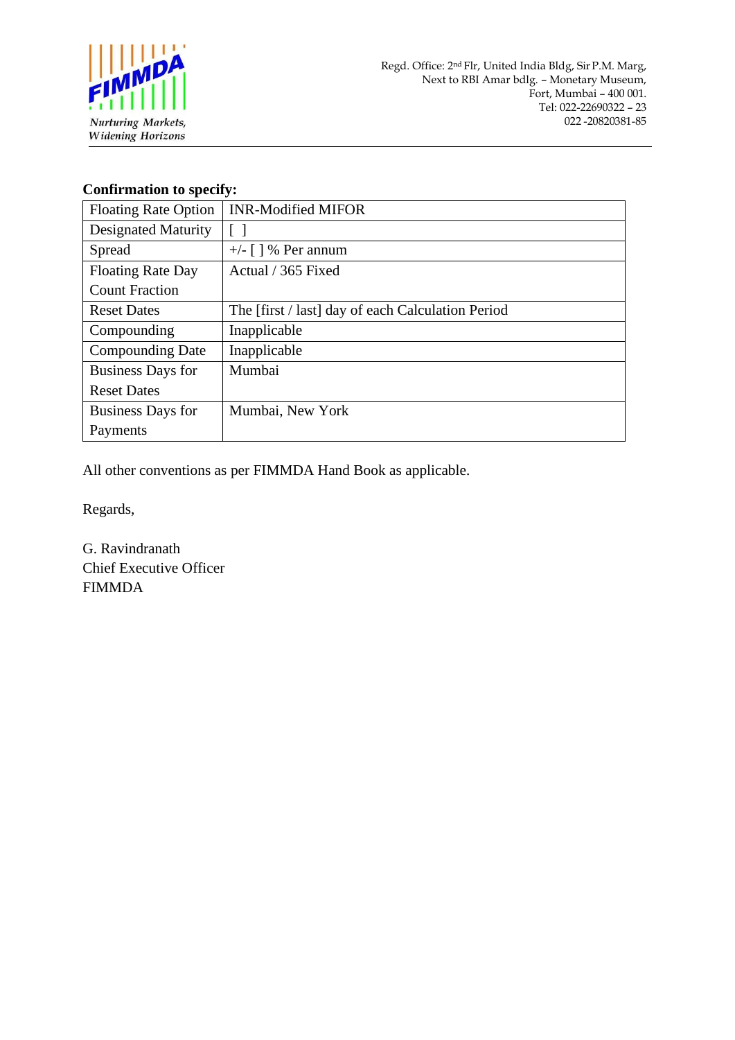**Confirmation to specify:**

| | |
|---|---|
| Floating Rate Option | INR-Modified MIFOR |
| Designated Maturity | [ ] |
| Spread | +/- [ ] % Per annum |
| Floating Rate Day Count Fraction | Actual / 365 Fixed |
| Reset Dates | The [first / last] day of each Calculation Period |
| Compounding | Inapplicable |
| Compounding Date | Inapplicable |
| Business Days for Reset Dates | Mumbai |
| Business Days for Payments | Mumbai, New York |

All other conventions as per FIMMDA Hand Book as applicable.

Regards,

G. Ravindranath
Chief Executive Officer
FIMMDA